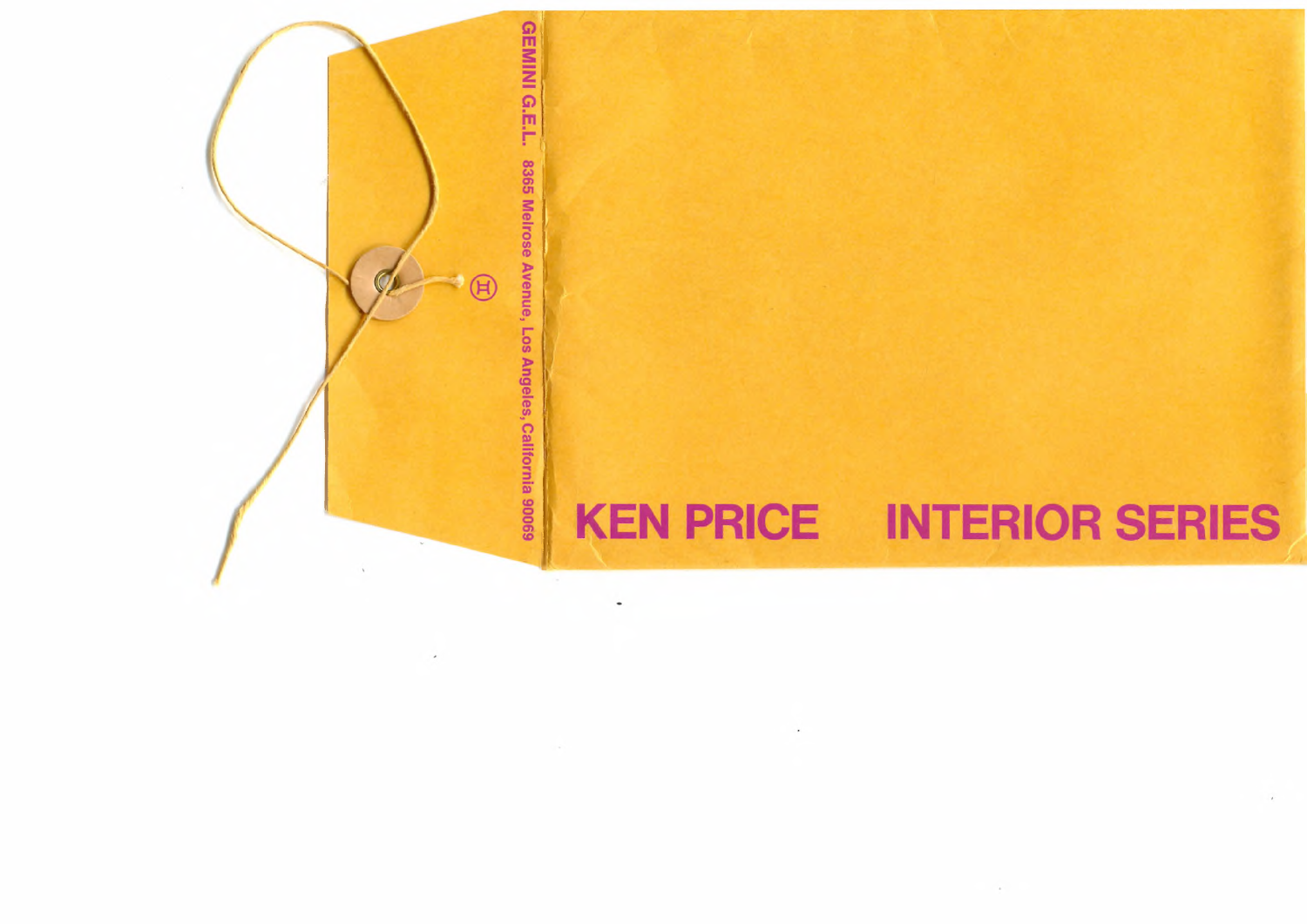GEMINI G.E.L. 8365 Melrose Avenue, Los Angeles, California 90069

# KEN PRICE INTERIOR SERIES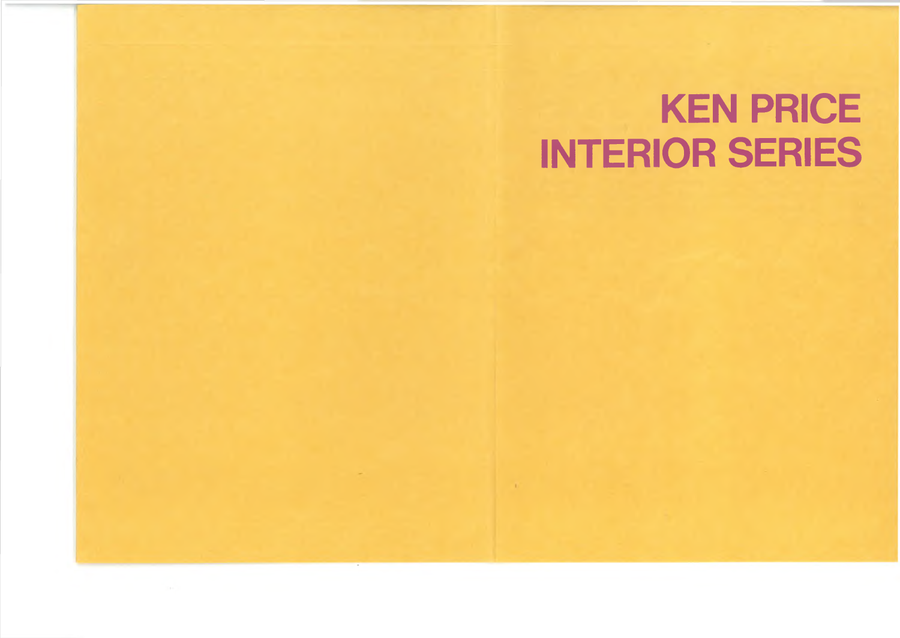# KEN PRICE
# INTERIOR SERIES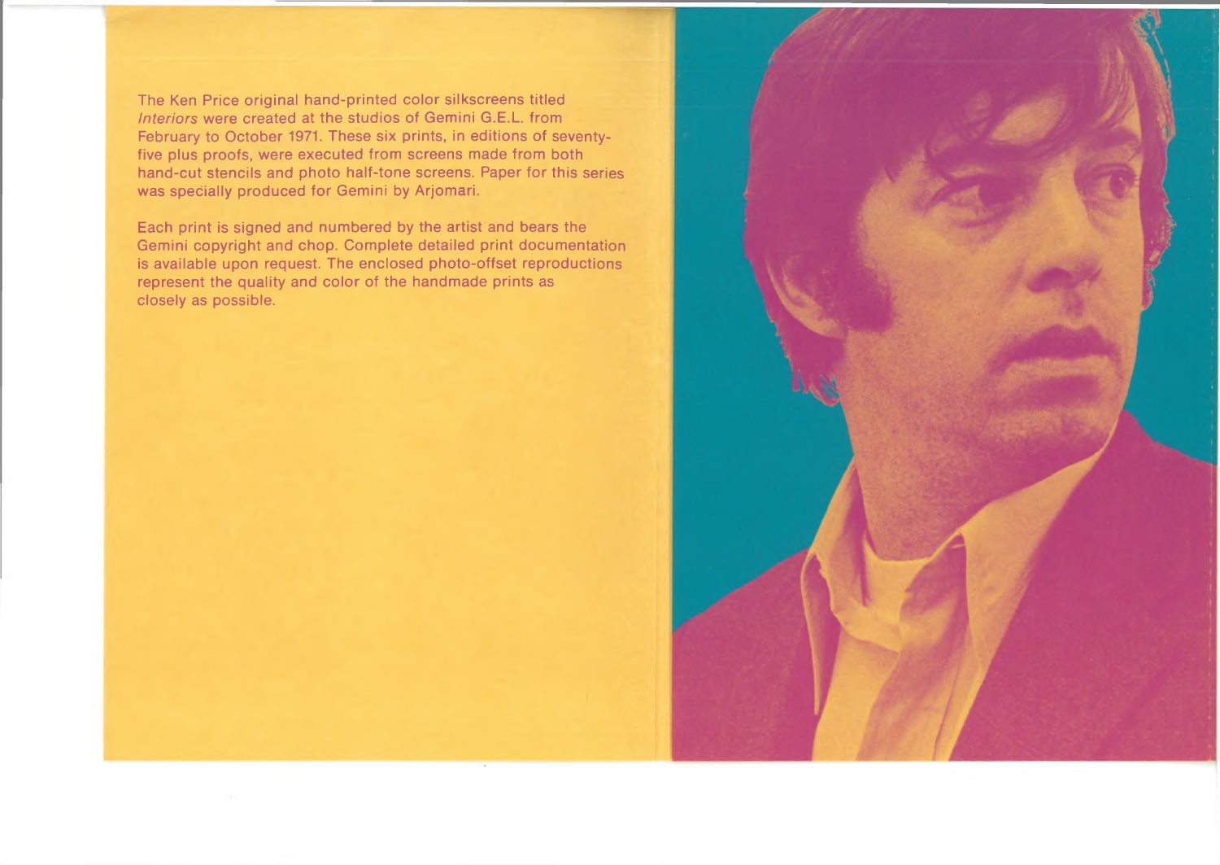The Ken Price original hand-printed color silkscreens titled *Interiors* were created at the studios of Gemini G.E.L. from February to October 1971. These six prints, in editions of seventy-five plus proofs, were executed from screens made from both hand-cut stencils and photo half-tone screens. Paper for this series was specially produced for Gemini by Arjomari.

Each print is signed and numbered by the artist and bears the Gemini copyright and chop. Complete detailed print documentation is available upon request. The enclosed photo-offset reproductions represent the quality and color of the handmade prints as closely as possible.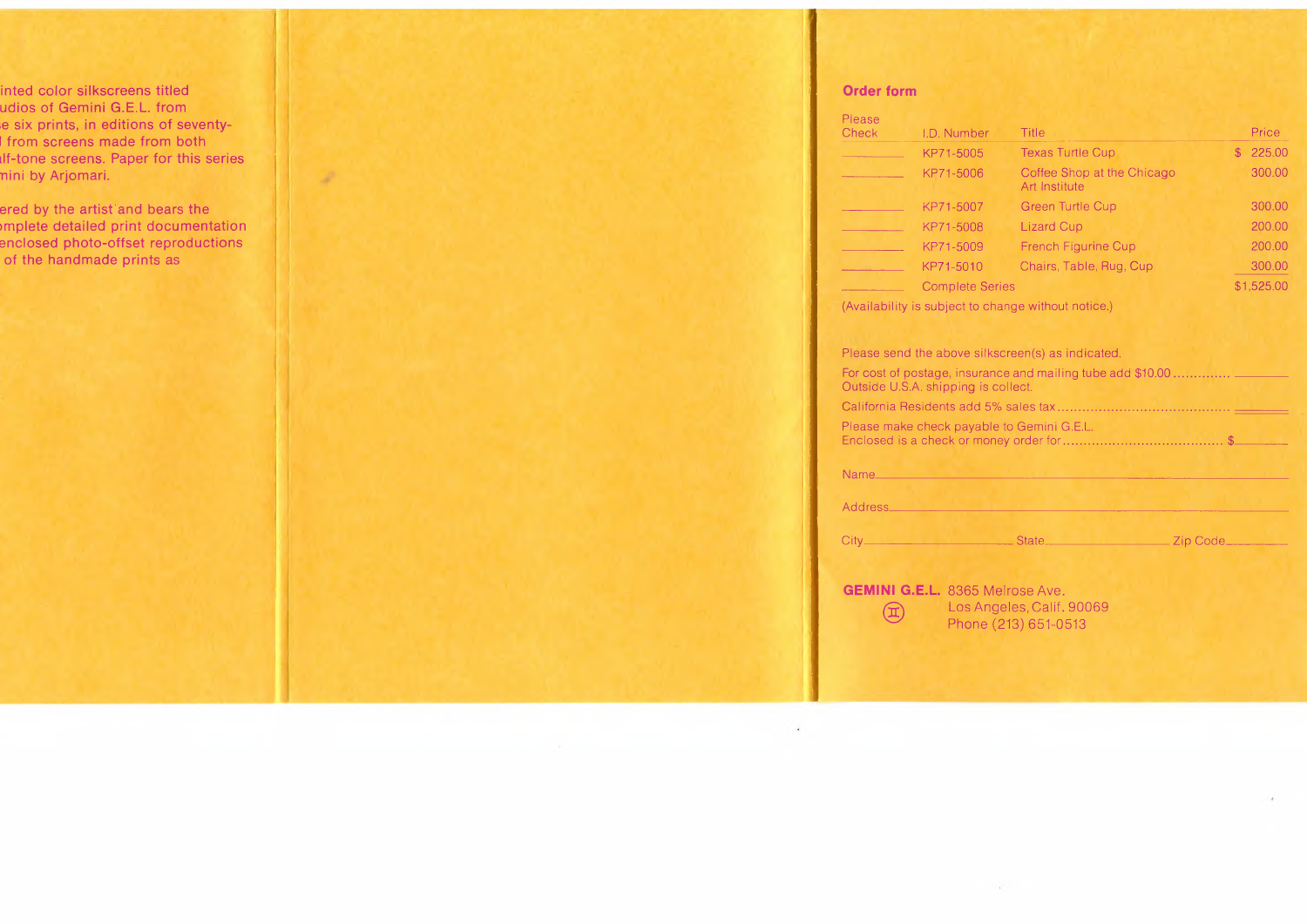inted color silkscreens titled
udios of Gemini G.E.L. from
e six prints, in editions of seventy-
l from screens made from both
lf-tone screens. Paper for this series
mini by Arjomari.

ered by the artist and bears the
omplete detailed print documentation
enclosed photo-offset reproductions
of the handmade prints as

## Order form

| Please Check | I.D. Number | Title | Price |
|---|---|---|---|
| ________ | KP71-5005 | Texas Turtle Cup | $ 225.00 |
| ________ | KP71-5006 | Coffee Shop at the Chicago Art Institute | 300.00 |
| ________ | KP71-5007 | Green Turtle Cup | 300.00 |
| ________ | KP71-5008 | Lizard Cup | 200.00 |
| ________ | KP71-5009 | French Figurine Cup | 200.00 |
| ________ | KP71-5010 | Chairs, Table, Rug, Cup | 300.00 |
| ________ | Complete Series | | $1,525.00 |

(Availability is subject to change without notice.)

Please send the above silkscreen(s) as indicated.

For cost of postage, insurance and mailing tube add $10.00 .............. ________
Outside U.S.A. shipping is collect.

California Residents add 5% sales tax .......................................... ________

Please make check payable to Gemini G.E.L.
Enclosed is a check or money order for ...................................... $________

Name________________________________________________

Address______________________________________________

City____________________ State____________________ Zip Code__________

**GEMINI G.E.L.** 8365 Melrose Ave.
Los Angeles, Calif. 90069
Phone (213) 651-0513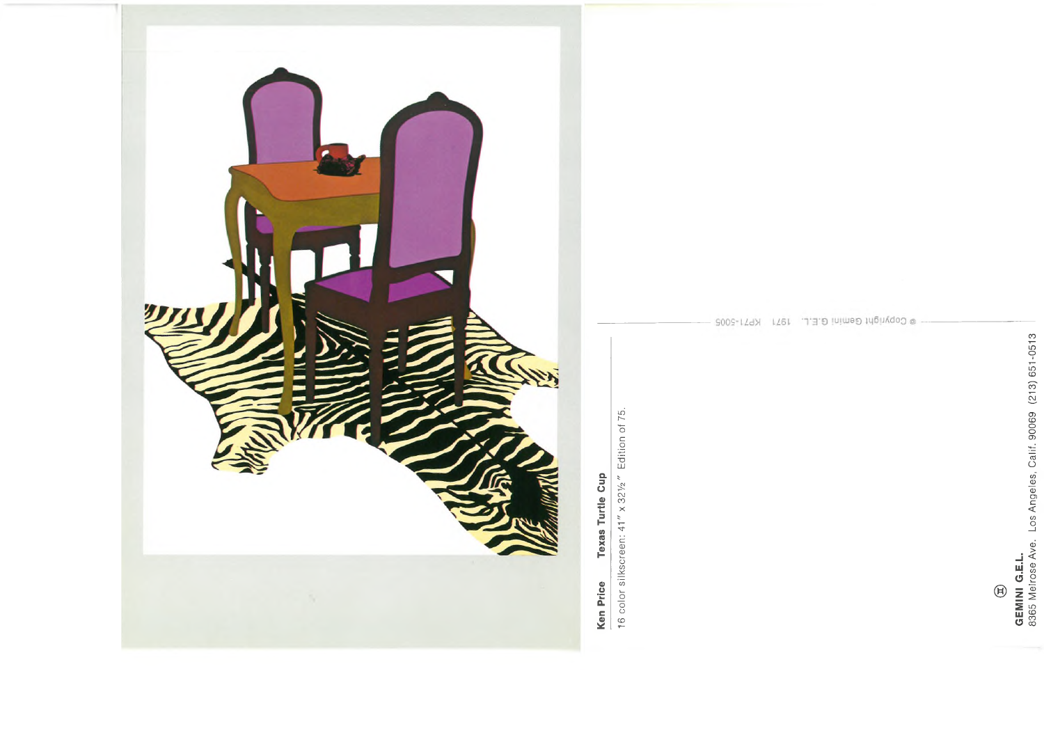**Ken Price** **Texas Turtle Cup**

16 color silkscreen: 41″ x 32½″ Edition of 75.

© Copyright Gemini G.E.L. 1971 KP71-5005

**GEMINI G.E.L.**
8365 Melrose Ave. Los Angeles, Calif. 90069 (213) 651-0513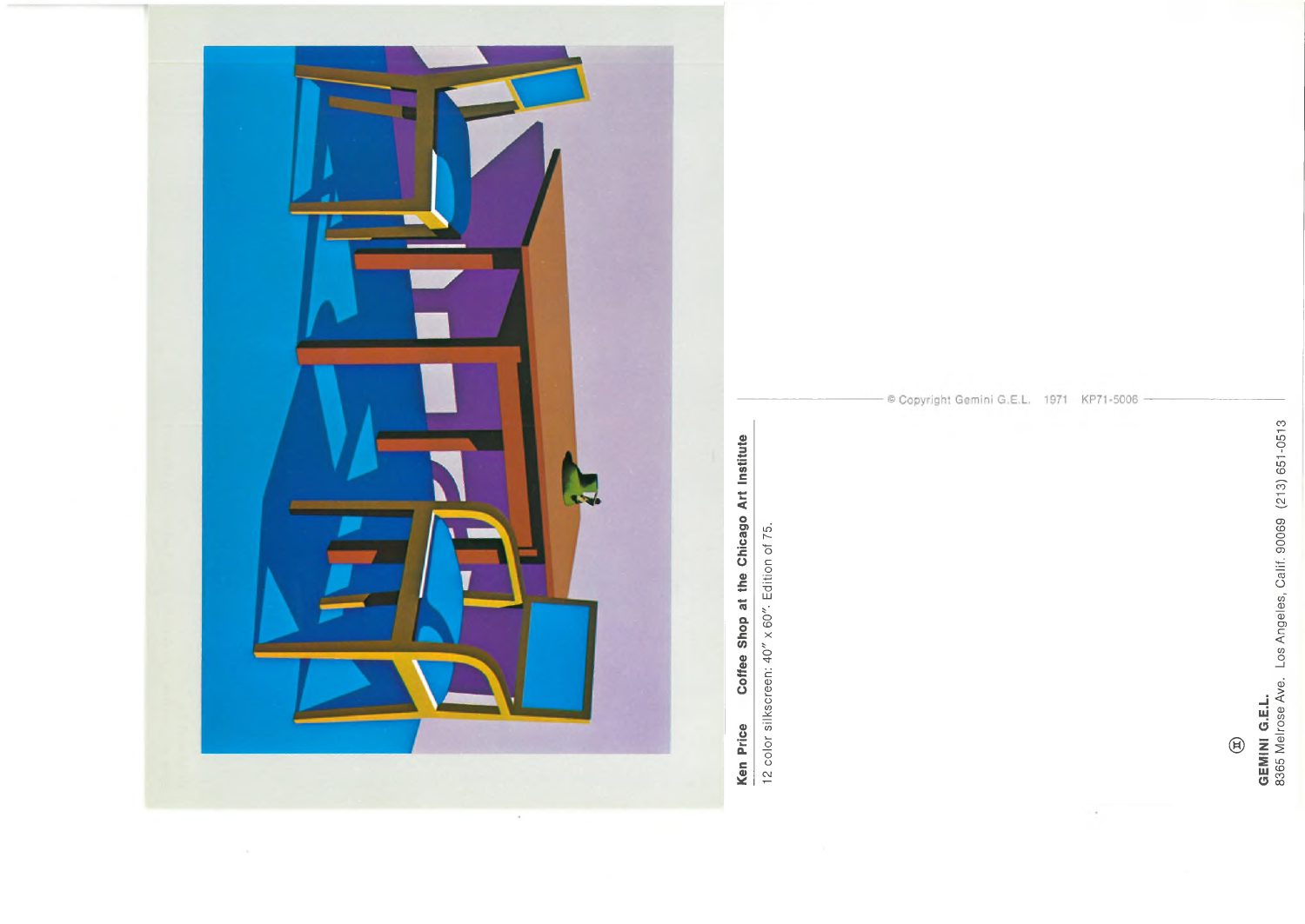**Ken Price** **Coffee Shop at the Chicago Art Institute**

12 color silkscreen: 40" x 60". Edition of 75.

© Copyright Gemini G.E.L. 1971 KP71-5006

**GEMINI G.E.L.**
8365 Melrose Ave. Los Angeles, Calif. 90069 (213) 651-0513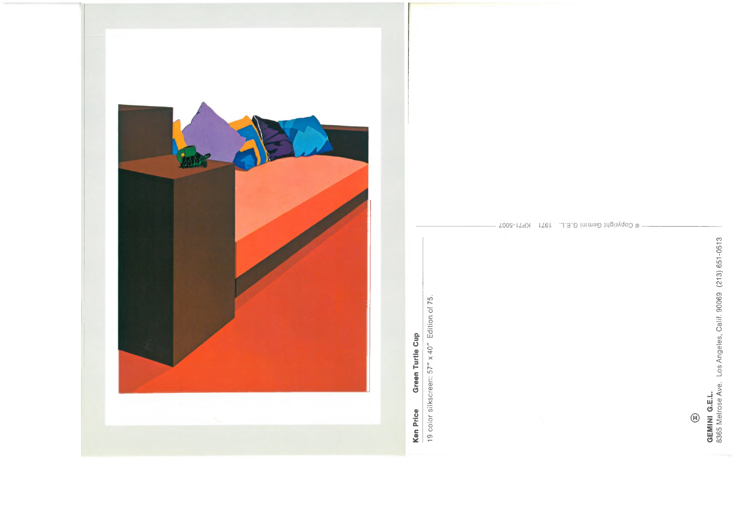**Ken Price** **Green Turtle Cup**

19 color silkscreen: 57" x 40" Edition of 75.

© Copyright Gemini G.E.L. 1971 KP71-5007

**GEMINI G.E.L.**

8365 Melrose Ave. Los Angeles, Calif. 90069 (213) 651-0513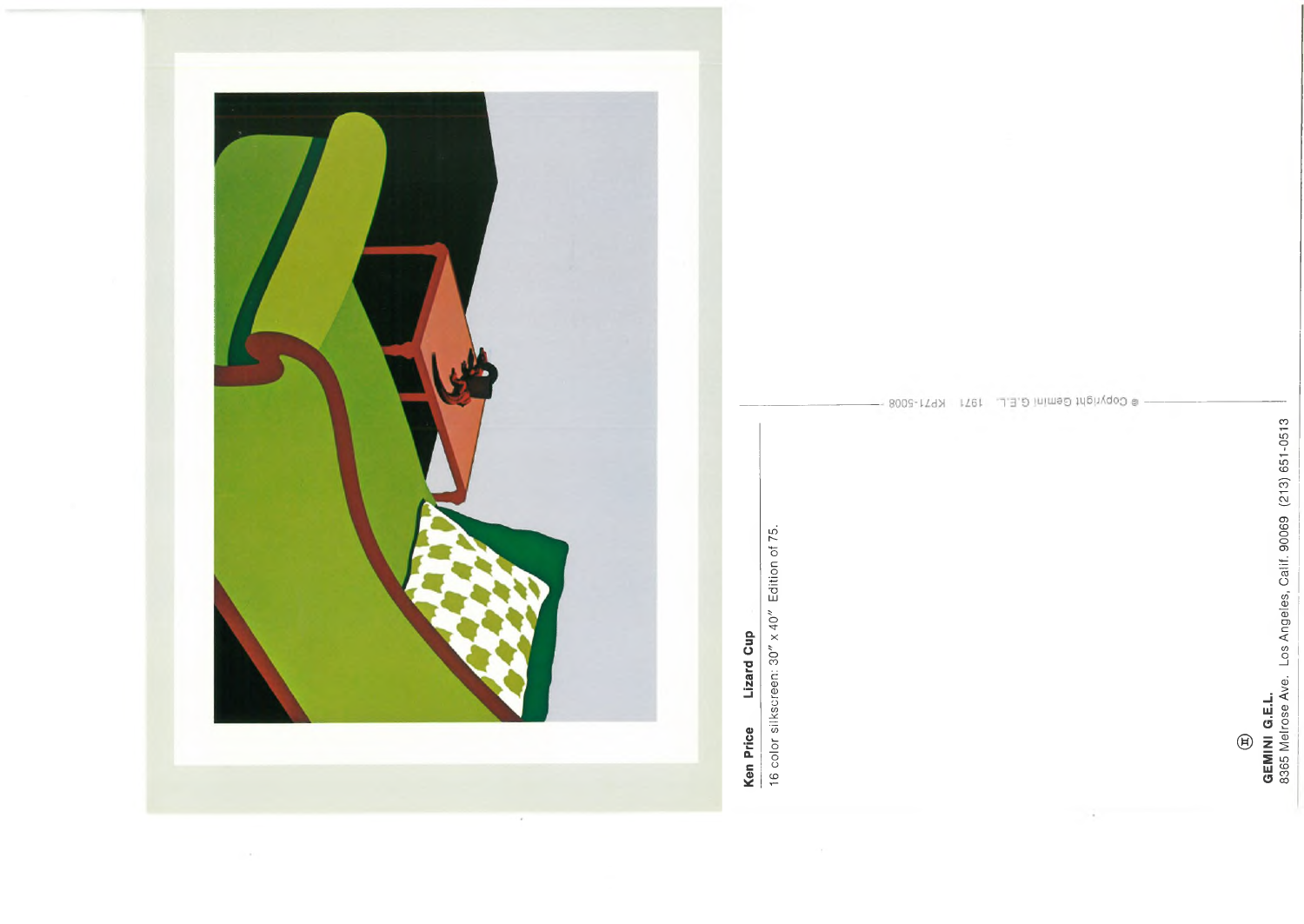**Ken Price** **Lizard Cup**

16 color silkscreen: 30" x 40" Edition of 75.

© Copyright Gemini G.E.L. 1971 KP71-5008

**GEMINI G.E.L.**
8365 Melrose Ave. Los Angeles, Calif. 90069 (213) 651-0513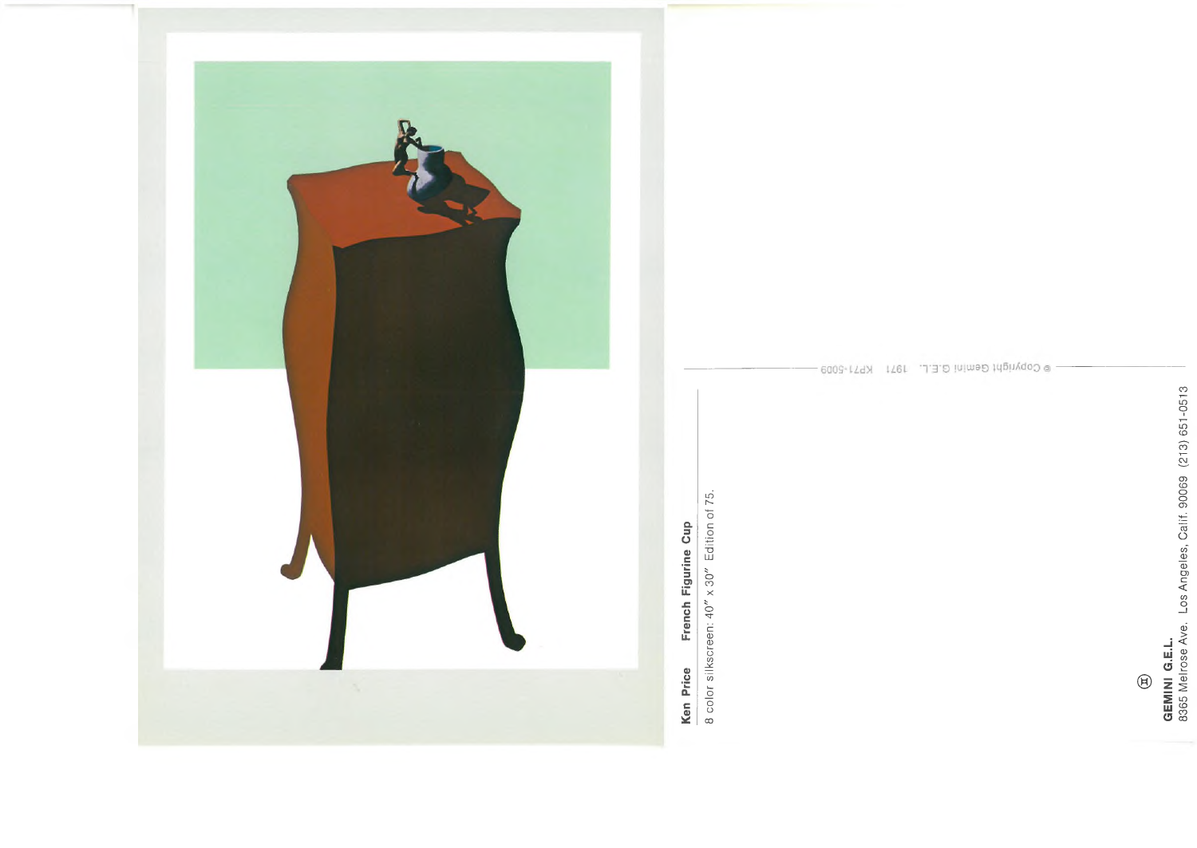**Ken Price** **French Figurine Cup**

8 color silkscreen: 40″ x 30″ Edition of 75.

© Copyright Gemini G.E.L. 1971 KP71-5009

**GEMINI G.E.L.**
8365 Melrose Ave. Los Angeles, Calif. 90069 (213) 651-0513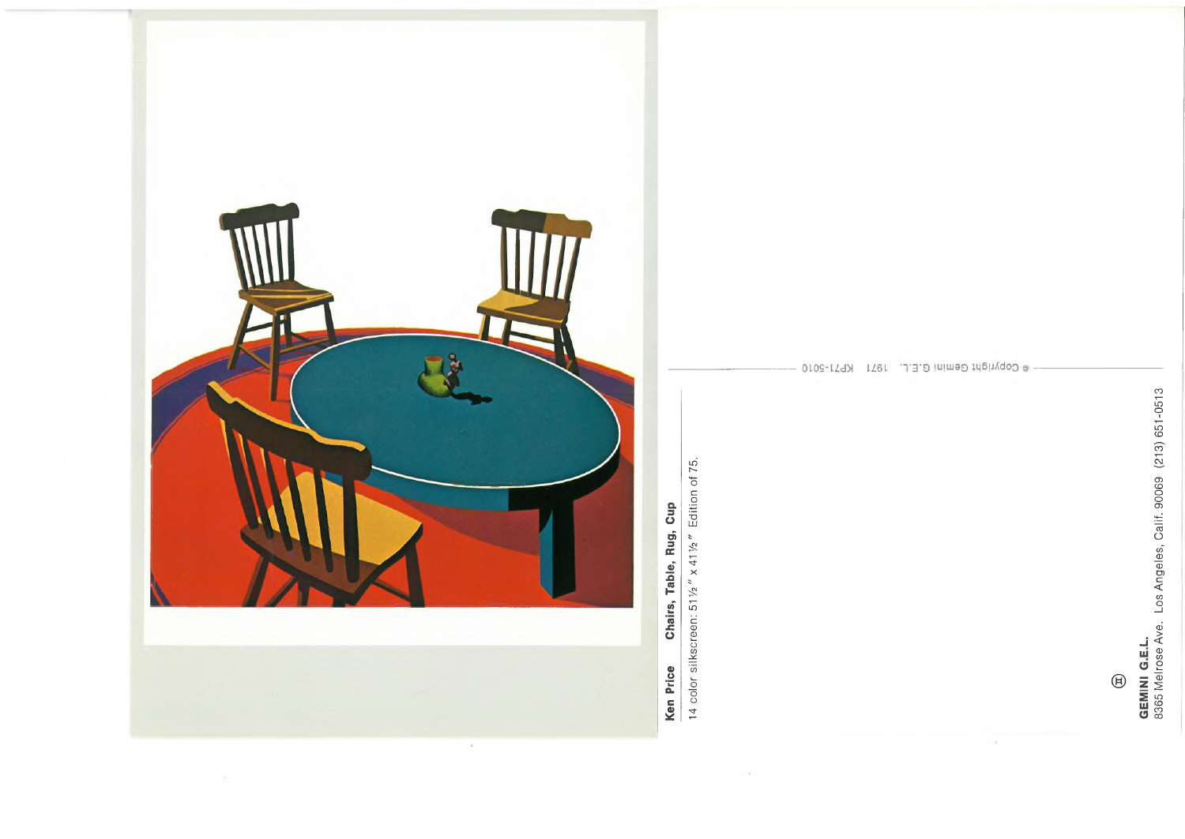**Ken Price** **Chairs, Table, Rug, Cup**

14 color silkscreen: 51½″ x 41½″ Edition of 75.

© Copyright Gemini G.E.L. 1971 KP71-5010

**GEMINI G.E.L.**
8365 Melrose Ave. Los Angeles, Calif. 90069 (213) 651-0513